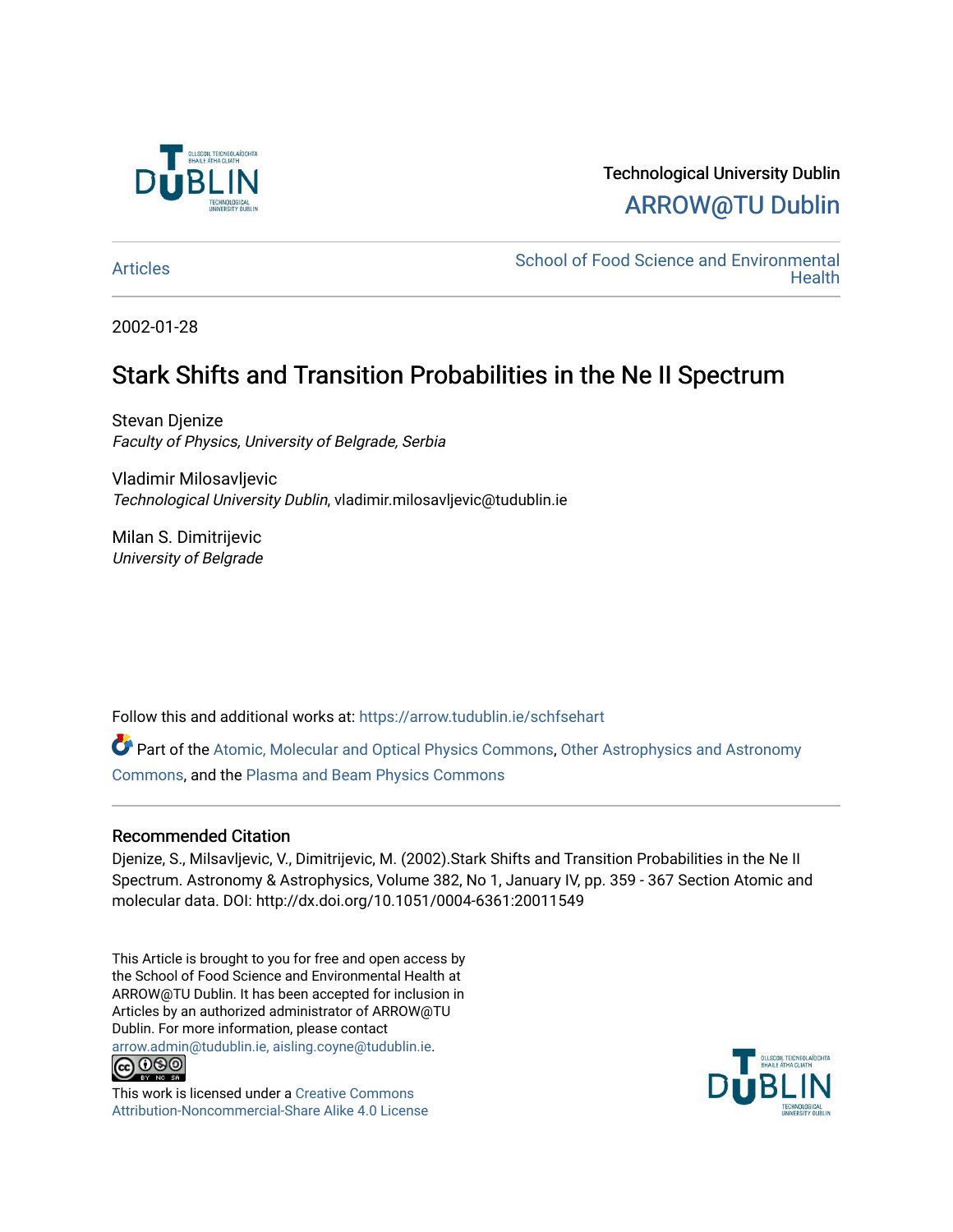Technological University Dublin

ARROW@TU Dublin

Articles

School of Food Science and Environmental Health

2002-01-28

# Stark Shifts and Transition Probabilities in the Ne II Spectrum

Stevan Djenize
*Faculty of Physics, University of Belgrade, Serbia*

Vladimir Milosavljevic
*Technological University Dublin*, vladimir.milosavljevic@tudublin.ie

Milan S. Dimitrijevic
*University of Belgrade*

Follow this and additional works at: https://arrow.tudublin.ie/schfsehart

Part of the Atomic, Molecular and Optical Physics Commons, Other Astrophysics and Astronomy Commons, and the Plasma and Beam Physics Commons

## Recommended Citation

Djenize, S., Milsavljevic, V., Dimitrijevic, M. (2002).Stark Shifts and Transition Probabilities in the Ne II Spectrum. Astronomy & Astrophysics, Volume 382, No 1, January IV, pp. 359 - 367 Section Atomic and molecular data. DOI: http://dx.doi.org/10.1051/0004-6361:20011549

This Article is brought to you for free and open access by the School of Food Science and Environmental Health at ARROW@TU Dublin. It has been accepted for inclusion in Articles by an authorized administrator of ARROW@TU Dublin. For more information, please contact arrow.admin@tudublin.ie, aisling.coyne@tudublin.ie.

This work is licensed under a Creative Commons Attribution-Noncommercial-Share Alike 4.0 License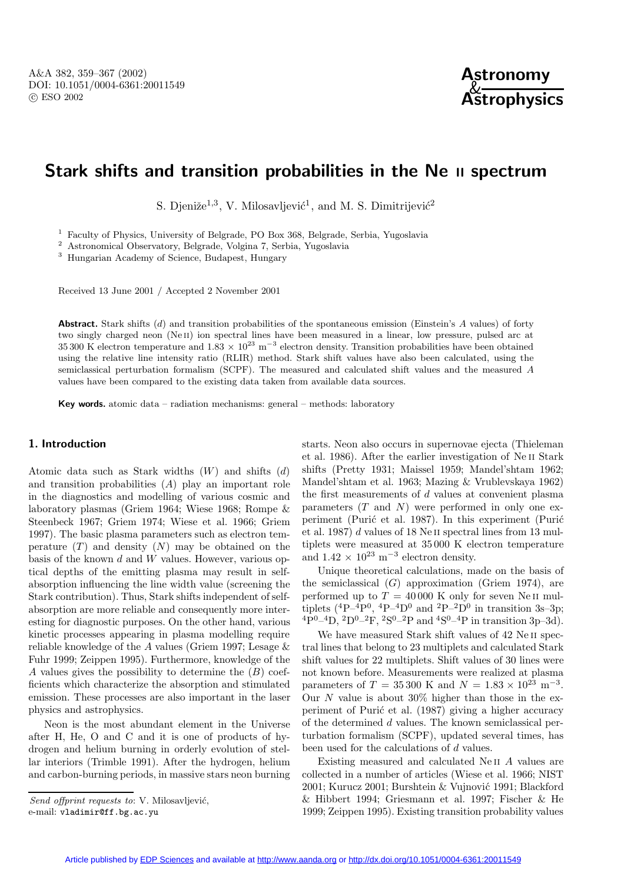# Stark shifts and transition probabilities in the Ne II spectrum

S. Djeniže[1,3], V. Milosavljević[1], and M. S. Dimitrijević[2]

[1] Faculty of Physics, University of Belgrade, PO Box 368, Belgrade, Serbia, Yugoslavia
[2] Astronomical Observatory, Belgrade, Volgina 7, Serbia, Yugoslavia
[3] Hungarian Academy of Science, Budapest, Hungary

Received 13 June 2001 / Accepted 2 November 2001

**Abstract.** Stark shifts ($d$) and transition probabilities of the spontaneous emission (Einstein's $A$ values) of forty two singly charged neon (Ne II) ion spectral lines have been measured in a linear, low pressure, pulsed arc at 35 300 K electron temperature and $1.83 \times 10^{23}$ m$^{-3}$ electron density. Transition probabilities have been obtained using the relative line intensity ratio (RLIR) method. Stark shift values have also been calculated, using the semiclassical perturbation formalism (SCPF). The measured and calculated shift values and the measured $A$ values have been compared to the existing data taken from available data sources.

**Key words.** atomic data – radiation mechanisms: general – methods: laboratory

## 1. Introduction

Atomic data such as Stark widths ($W$) and shifts ($d$) and transition probabilities ($A$) play an important role in the diagnostics and modelling of various cosmic and laboratory plasmas (Griem 1964; Wiese 1968; Rompe & Steenbeck 1967; Griem 1974; Wiese et al. 1966; Griem 1997). The basic plasma parameters such as electron temperature ($T$) and density ($N$) may be obtained on the basis of the known $d$ and $W$ values. However, various optical depths of the emitting plasma may result in self-absorption influencing the line width value (screening the Stark contribution). Thus, Stark shifts independent of self-absorption are more reliable and consequently more interesting for diagnostic purposes. On the other hand, various kinetic processes appearing in plasma modelling require reliable knowledge of the $A$ values (Griem 1997; Lesage & Fuhr 1999; Zeippen 1995). Furthermore, knowledge of the $A$ values gives the possibility to determine the ($B$) coefficients which characterize the absorption and stimulated emission. These processes are also important in the laser physics and astrophysics.

Neon is the most abundant element in the Universe after H, He, O and C and it is one of products of hydrogen and helium burning in orderly evolution of stellar interiors (Trimble 1991). After the hydrogen, helium and carbon-burning periods, in massive stars neon burning starts. Neon also occurs in supernovae ejecta (Thieleman et al. 1986). After the earlier investigation of Ne II Stark shifts (Pretty 1931; Maissel 1959; Mandel'shtam 1962; Mandel'shtam et al. 1963; Mazing & Vrublevskaya 1962) the first measurements of $d$ values at convenient plasma parameters ($T$ and $N$) were performed in only one experiment (Purić et al. 1987). In this experiment (Purić et al. 1987) $d$ values of 18 Ne II spectral lines from 13 multiplets were measured at 35 000 K electron temperature and $1.42 \times 10^{23}$ m$^{-3}$ electron density.

Unique theoretical calculations, made on the basis of the semiclassical ($G$) approximation (Griem 1974), are performed up to $T = 40\,000$ K only for seven Ne II multiplets ($^4$P–$^4$P$^0$, $^4$P–$^4$D$^0$ and $^2$P–$^2$D$^0$ in transition 3s–3p; $^4$P$^0$–$^4$D, $^2$D$^0$–$^2$F, $^2$S$^0$–$^2$P and $^4$S$^0$–$^4$P in transition 3p–3d).

We have measured Stark shift values of 42 Ne II spectral lines that belong to 23 multiplets and calculated Stark shift values for 22 multiplets. Shift values of 30 lines were not known before. Measurements were realized at plasma parameters of $T = 35\,300$ K and $N = 1.83 \times 10^{23}$ m$^{-3}$. Our $N$ value is about 30% higher than those in the experiment of Purić et al. (1987) giving a higher accuracy of the determined $d$ values. The known semiclassical perturbation formalism (SCPF), updated several times, has been used for the calculations of $d$ values.

Existing measured and calculated Ne II $A$ values are collected in a number of articles (Wiese et al. 1966; NIST 2001; Kurucz 2001; Burshtein & Vujnović 1991; Blackford & Hibbert 1994; Griesmann et al. 1997; Fischer & He 1999; Zeippen 1995). Existing transition probability values

*Send offprint requests to*: V. Milosavljević,
e-mail: vladimir@ff.bg.ac.yu

Article published by EDP Sciences and available at http://www.aanda.org or http://dx.doi.org/10.1051/0004-6361:20011549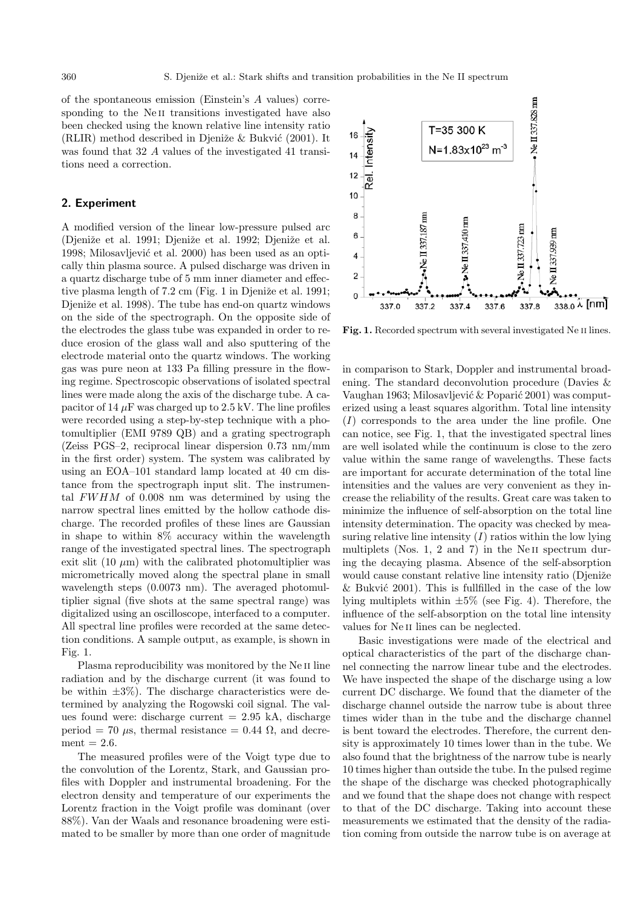of the spontaneous emission (Einstein's $A$ values) corresponding to the Ne II transitions investigated have also been checked using the known relative line intensity ratio (RLIR) method described in Djeniže & Bukvić (2001). It was found that 32 $A$ values of the investigated 41 transitions need a correction.

## 2. Experiment

A modified version of the linear low-pressure pulsed arc (Djeniže et al. 1991; Djeniže et al. 1992; Djeniže et al. 1998; Milosavljević et al. 2000) has been used as an optically thin plasma source. A pulsed discharge was driven in a quartz discharge tube of 5 mm inner diameter and effective plasma length of 7.2 cm (Fig. 1 in Djeniže et al. 1991; Djeniže et al. 1998). The tube has end-on quartz windows on the side of the spectrograph. On the opposite side of the electrodes the glass tube was expanded in order to reduce erosion of the glass wall and also sputtering of the electrode material onto the quartz windows. The working gas was pure neon at 133 Pa filling pressure in the flowing regime. Spectroscopic observations of isolated spectral lines were made along the axis of the discharge tube. A capacitor of 14 $\mu$F was charged up to 2.5 kV. The line profiles were recorded using a step-by-step technique with a photomultiplier (EMI 9789 QB) and a grating spectrograph (Zeiss PGS–2, reciprocal linear dispersion 0.73 nm/mm in the first order) system. The system was calibrated by using an EOA–101 standard lamp located at 40 cm distance from the spectrograph input slit. The instrumental $FWHM$ of 0.008 nm was determined by using the narrow spectral lines emitted by the hollow cathode discharge. The recorded profiles of these lines are Gaussian in shape to within 8% accuracy within the wavelength range of the investigated spectral lines. The spectrograph exit slit (10 $\mu$m) with the calibrated photomultiplier was micrometrically moved along the spectral plane in small wavelength steps (0.0073 nm). The averaged photomultiplier signal (five shots at the same spectral range) was digitalized using an oscilloscope, interfaced to a computer. All spectral line profiles were recorded at the same detection conditions. A sample output, as example, is shown in Fig. 1.

Plasma reproducibility was monitored by the Ne II line radiation and by the discharge current (it was found to be within $\pm 3$%). The discharge characteristics were determined by analyzing the Rogowski coil signal. The values found were: discharge current = 2.95 kA, discharge period = 70 $\mu$s, thermal resistance = 0.44 $\Omega$, and decrement = 2.6.

The measured profiles were of the Voigt type due to the convolution of the Lorentz, Stark, and Gaussian profiles with Doppler and instrumental broadening. For the electron density and temperature of our experiments the Lorentz fraction in the Voigt profile was dominant (over 88%). Van der Waals and resonance broadening were estimated to be smaller by more than one order of magnitude in comparison to Stark, Doppler and instrumental broadening. The standard deconvolution procedure (Davies & Vaughan 1963; Milosavljević & Poparić 2001) was computerized using a least squares algorithm. Total line intensity ($I$) corresponds to the area under the line profile. One can notice, see Fig. 1, that the investigated spectral lines are well isolated while the continuum is close to the zero value within the same range of wavelengths. These facts are important for accurate determination of the total line intensities and the values are very convenient as they increase the reliability of the results. Great care was taken to minimize the influence of self-absorption on the total line intensity determination. The opacity was checked by measuring relative line intensity ($I$) ratios within the low lying multiplets (Nos. 1, 2 and 7) in the Ne II spectrum during the decaying plasma. Absence of the self-absorption would cause constant relative line intensity ratio (Djeniže & Bukvić 2001). This is fullfilled in the case of the low lying multiplets within $\pm 5$% (see Fig. 4). Therefore, the influence of the self-absorption on the total line intensity values for Ne II lines can be neglected.

**Fig. 1.** Recorded spectrum with several investigated Ne II lines.

Basic investigations were made of the electrical and optical characteristics of the part of the discharge channel connecting the narrow linear tube and the electrodes. We have inspected the shape of the discharge using a low current DC discharge. We found that the diameter of the discharge channel outside the narrow tube is about three times wider than in the tube and the discharge channel is bent toward the electrodes. Therefore, the current density is approximately 10 times lower than in the tube. We also found that the brightness of the narrow tube is nearly 10 times higher than outside the tube. In the pulsed regime the shape of the discharge was checked photographically and we found that the shape does not change with respect to that of the DC discharge. Taking into account these measurements we estimated that the density of the radiation coming from outside the narrow tube is on average at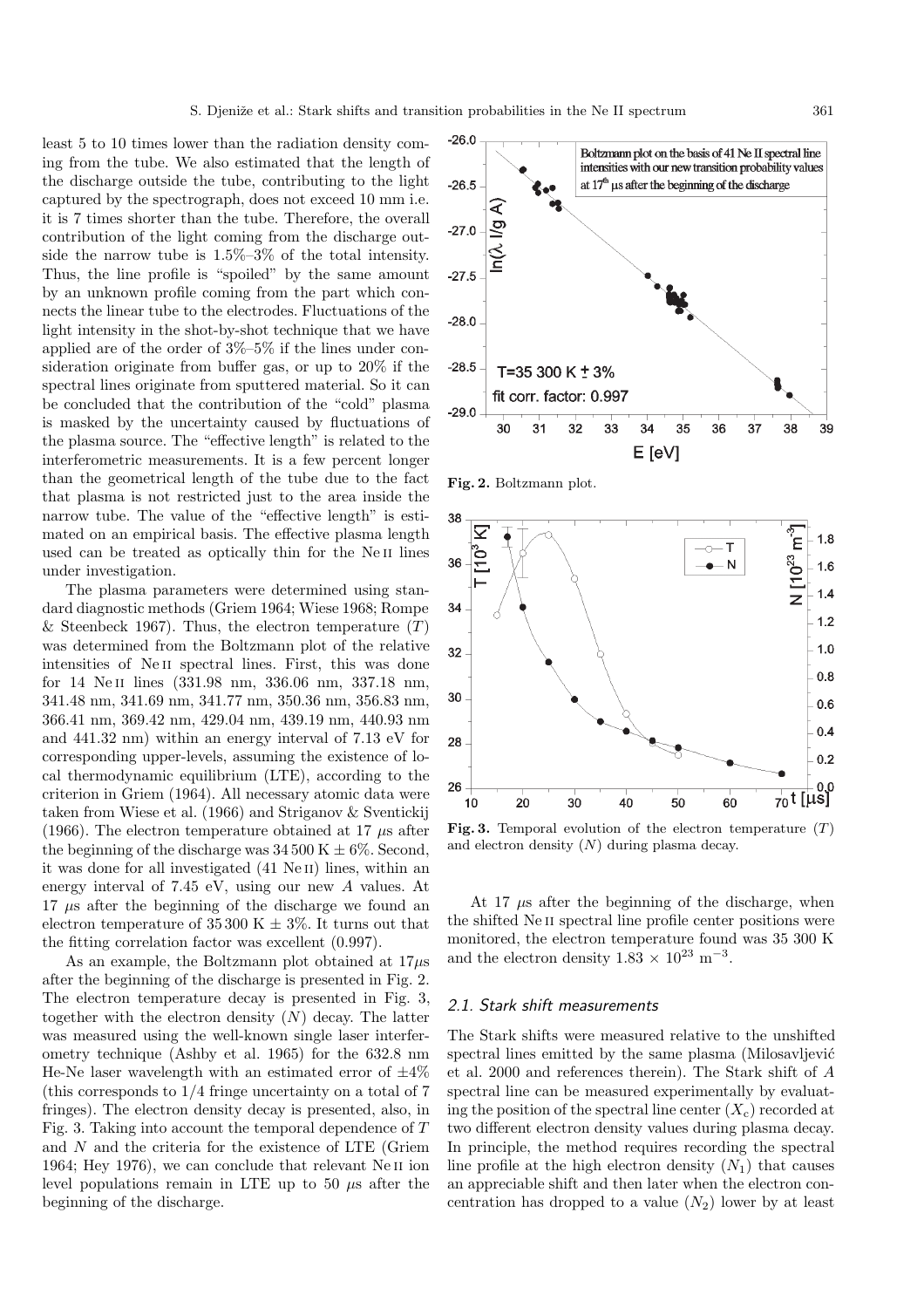least 5 to 10 times lower than the radiation density coming from the tube. We also estimated that the length of the discharge outside the tube, contributing to the light captured by the spectrograph, does not exceed 10 mm i.e. it is 7 times shorter than the tube. Therefore, the overall contribution of the light coming from the discharge outside the narrow tube is 1.5%–3% of the total intensity. Thus, the line profile is "spoiled" by the same amount by an unknown profile coming from the part which connects the linear tube to the electrodes. Fluctuations of the light intensity in the shot-by-shot technique that we have applied are of the order of 3%–5% if the lines under consideration originate from buffer gas, or up to 20% if the spectral lines originate from sputtered material. So it can be concluded that the contribution of the "cold" plasma is masked by the uncertainty caused by fluctuations of the plasma source. The "effective length" is related to the interferometric measurements. It is a few percent longer than the geometrical length of the tube due to the fact that plasma is not restricted just to the area inside the narrow tube. The value of the "effective length" is estimated on an empirical basis. The effective plasma length used can be treated as optically thin for the Ne II lines under investigation.

The plasma parameters were determined using standard diagnostic methods (Griem 1964; Wiese 1968; Rompe & Steenbeck 1967). Thus, the electron temperature ($T$) was determined from the Boltzmann plot of the relative intensities of Ne II spectral lines. First, this was done for 14 Ne II lines (331.98 nm, 336.06 nm, 337.18 nm, 341.48 nm, 341.69 nm, 341.77 nm, 350.36 nm, 356.83 nm, 366.41 nm, 369.42 nm, 429.04 nm, 439.19 nm, 440.93 nm and 441.32 nm) within an energy interval of 7.13 eV for corresponding upper-levels, assuming the existence of local thermodynamic equilibrium (LTE), according to the criterion in Griem (1964). All necessary atomic data were taken from Wiese et al. (1966) and Striganov & Sventickij (1966). The electron temperature obtained at 17 $\mu$s after the beginning of the discharge was 34 500 K ± 6%. Second, it was done for all investigated (41 Ne II) lines, within an energy interval of 7.45 eV, using our new $A$ values. At 17 $\mu$s after the beginning of the discharge we found an electron temperature of 35 300 K ± 3%. It turns out that the fitting correlation factor was excellent (0.997).

As an example, the Boltzmann plot obtained at 17$\mu$s after the beginning of the discharge is presented in Fig. 2. The electron temperature decay is presented in Fig. 3, together with the electron density ($N$) decay. The latter was measured using the well-known single laser interferometry technique (Ashby et al. 1965) for the 632.8 nm He-Ne laser wavelength with an estimated error of ±4% (this corresponds to 1/4 fringe uncertainty on a total of 7 fringes). The electron density decay is presented, also, in Fig. 3. Taking into account the temporal dependence of $T$ and $N$ and the criteria for the existence of LTE (Griem 1964; Hey 1976), we can conclude that relevant Ne II ion level populations remain in LTE up to 50 $\mu$s after the beginning of the discharge.

**Fig. 2.** Boltzmann plot.

**Fig. 3.** Temporal evolution of the electron temperature ($T$) and electron density ($N$) during plasma decay.

At 17 $\mu$s after the beginning of the discharge, when the shifted Ne II spectral line profile center positions were monitored, the electron temperature found was 35 300 K and the electron density $1.83 \times 10^{23}$ m$^{-3}$.

### 2.1. Stark shift measurements

The Stark shifts were measured relative to the unshifted spectral lines emitted by the same plasma (Milosavljević et al. 2000 and references therein). The Stark shift of $A$ spectral line can be measured experimentally by evaluating the position of the spectral line center ($X_c$) recorded at two different electron density values during plasma decay. In principle, the method requires recording the spectral line profile at the high electron density ($N_1$) that causes an appreciable shift and then later when the electron concentration has dropped to a value ($N_2$) lower by at least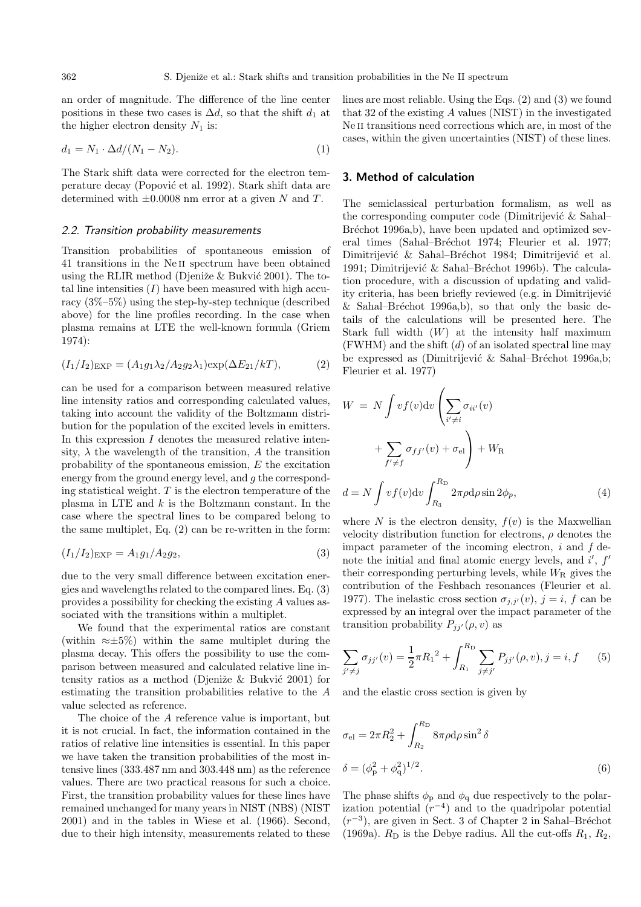an order of magnitude. The difference of the line center positions in these two cases is $\Delta d$, so that the shift $d_1$ at the higher electron density $N_1$ is:

$$d_1 = N_1 \cdot \Delta d/(N_1 - N_2). \tag{1}$$

The Stark shift data were corrected for the electron temperature decay (Popović et al. 1992). Stark shift data are determined with $\pm 0.0008$ nm error at a given $N$ and $T$.

### 2.2. Transition probability measurements

Transition probabilities of spontaneous emission of 41 transitions in the Ne II spectrum have been obtained using the RLIR method (Djeniže & Bukvić 2001). The total line intensities ($I$) have been measured with high accuracy (3%–5%) using the step-by-step technique (described above) for the line profiles recording. In the case when plasma remains at LTE the well-known formula (Griem 1974):

$$(I_1/I_2)_{\rm EXP} = (A_1 g_1 \lambda_2 / A_2 g_2 \lambda_1)\exp(\Delta E_{21}/kT), \tag{2}$$

can be used for a comparison between measured relative line intensity ratios and corresponding calculated values, taking into account the validity of the Boltzmann distribution for the population of the excited levels in emitters. In this expression $I$ denotes the measured relative intensity, $\lambda$ the wavelength of the transition, $A$ the transition probability of the spontaneous emission, $E$ the excitation energy from the ground energy level, and $g$ the corresponding statistical weight. $T$ is the electron temperature of the plasma in LTE and $k$ is the Boltzmann constant. In the case where the spectral lines to be compared belong to the same multiplet, Eq. (2) can be re-written in the form:

$$(I_1/I_2)_{\rm EXP} = A_1 g_1 / A_2 g_2, \tag{3}$$

due to the very small difference between excitation energies and wavelengths related to the compared lines. Eq. (3) provides a possibility for checking the existing $A$ values associated with the transitions within a multiplet.

We found that the experimental ratios are constant (within $\approx\pm 5\%$) within the same multiplet during the plasma decay. This offers the possibility to use the comparison between measured and calculated relative line intensity ratios as a method (Djeniže & Bukvić 2001) for estimating the transition probabilities relative to the $A$ value selected as reference.

The choice of the $A$ reference value is important, but it is not crucial. In fact, the information contained in the ratios of relative line intensities is essential. In this paper we have taken the transition probabilities of the most intensive lines (333.487 nm and 303.448 nm) as the reference values. There are two practical reasons for such a choice. First, the transition probability values for these lines have remained unchanged for many years in NIST (NBS) (NIST 2001) and in the tables in Wiese et al. (1966). Second, due to their high intensity, measurements related to these lines are most reliable. Using the Eqs. (2) and (3) we found that 32 of the existing $A$ values (NIST) in the investigated Ne II transitions need corrections which are, in most of the cases, within the given uncertainties (NIST) of these lines.

## 3. Method of calculation

The semiclassical perturbation formalism, as well as the corresponding computer code (Dimitrijević & Sahal–Bréchot 1996a,b), have been updated and optimized several times (Sahal–Bréchot 1974; Fleurier et al. 1977; Dimitrijević & Sahal–Bréchot 1984; Dimitrijević et al. 1991; Dimitrijević & Sahal–Bréchot 1996b). The calculation procedure, with a discussion of updating and validity criteria, has been briefly reviewed (e.g. in Dimitrijević & Sahal–Bréchot 1996a,b), so that only the basic details of the calculations will be presented here. The Stark full width ($W$) at the intensity half maximum (FWHM) and the shift ($d$) of an isolated spectral line may be expressed as (Dimitrijević & Sahal–Bréchot 1996a,b; Fleurier et al. 1977)

$$W = N \int v f(v) {\rm d}v \left( \sum_{i' \neq i} \sigma_{ii'}(v) + \sum_{f' \neq f} \sigma_{ff'}(v) + \sigma_{\rm el} \right) + W_{\rm R}$$

$$d = N \int v f(v) {\rm d}v \int_{R_3}^{R_{\rm D}} 2\pi\rho {\rm d}\rho \sin 2\phi_p, \tag{4}$$

where $N$ is the electron density, $f(v)$ is the Maxwellian velocity distribution function for electrons, $\rho$ denotes the impact parameter of the incoming electron, $i$ and $f$ denote the initial and final atomic energy levels, and $i'$, $f'$ their corresponding perturbing levels, while $W_{\rm R}$ gives the contribution of the Feshbach resonances (Fleurier et al. 1977). The inelastic cross section $\sigma_{j,j'}(v)$, $j = i$, $f$ can be expressed by an integral over the impact parameter of the transition probability $P_{jj'}(\rho, v)$ as

$$\sum_{j' \neq j} \sigma_{jj'}(v) = \frac{1}{2}\pi {R_1}^2 + \int_{R_1}^{R_{\rm D}} \sum_{j \neq j'} P_{jj'}(\rho, v), j = i, f \tag{5}$$

and the elastic cross section is given by

$$\sigma_{\rm el} = 2\pi R_2^2 + \int_{R_2}^{R_{\rm D}} 8\pi\rho {\rm d}\rho \sin^2 \delta$$

$$\delta = (\phi_{\rm p}^2 + \phi_{\rm q}^2)^{1/2}. \tag{6}$$

The phase shifts $\phi_{\rm p}$ and $\phi_{\rm q}$ due respectively to the polarization potential ($r^{-4}$) and to the quadripolar potential ($r^{-3}$), are given in Sect. 3 of Chapter 2 in Sahal–Bréchot (1969a). $R_{\rm D}$ is the Debye radius. All the cut-offs $R_1$, $R_2$,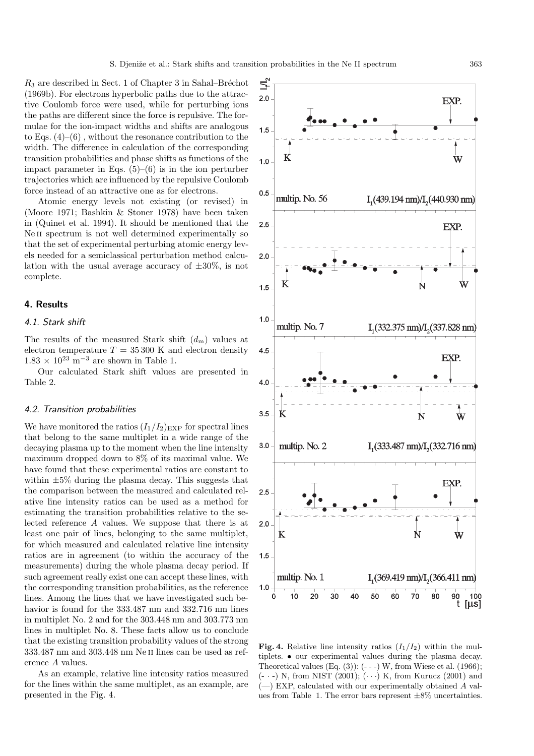$R_3$ are described in Sect. 1 of Chapter 3 in Sahal–Bréchot (1969b). For electrons hyperbolic paths due to the attractive Coulomb force were used, while for perturbing ions the paths are different since the force is repulsive. The formulae for the ion-impact widths and shifts are analogous to Eqs. (4)–(6) , without the resonance contribution to the width. The difference in calculation of the corresponding transition probabilities and phase shifts as functions of the impact parameter in Eqs. (5)–(6) is in the ion perturber trajectories which are influenced by the repulsive Coulomb force instead of an attractive one as for electrons.

Atomic energy levels not existing (or revised) in (Moore 1971; Bashkin & Stoner 1978) have been taken in (Quinet et al. 1994). It should be mentioned that the Ne II spectrum is not well determined experimentally so that the set of experimental perturbing atomic energy levels needed for a semiclassical perturbation method calculation with the usual average accuracy of $\pm 30\%$, is not complete.

## 4. Results

### 4.1. Stark shift

The results of the measured Stark shift ($d_{\rm m}$) values at electron temperature $T = 35\,300$ K and electron density $1.83 \times 10^{23}$ m$^{-3}$ are shown in Table 1.

Our calculated Stark shift values are presented in Table 2.

### 4.2. Transition probabilities

We have monitored the ratios $(I_1/I_2)_{\rm EXP}$ for spectral lines that belong to the same multiplet in a wide range of the decaying plasma up to the moment when the line intensity maximum dropped down to 8% of its maximal value. We have found that these experimental ratios are constant to within $\pm 5\%$ during the plasma decay. This suggests that the comparison between the measured and calculated relative line intensity ratios can be used as a method for estimating the transition probabilities relative to the selected reference $A$ values. We suppose that there is at least one pair of lines, belonging to the same multiplet, for which measured and calculated relative line intensity ratios are in agreement (to within the accuracy of the measurements) during the whole plasma decay period. If such agreement really exist one can accept these lines, with the corresponding transition probabilities, as the reference lines. Among the lines that we have investigated such behavior is found for the 333.487 nm and 332.716 nm lines in multiplet No. 2 and for the 303.448 nm and 303.773 nm lines in multiplet No. 8. These facts allow us to conclude that the existing transition probability values of the strong 333.487 nm and 303.448 nm Ne II lines can be used as reference $A$ values.

As an example, relative line intensity ratios measured for the lines within the same multiplet, as an example, are presented in the Fig. 4.

**Fig. 4.** Relative line intensity ratios ($I_1/I_2$) within the multiplets. • our experimental values during the plasma decay. Theoretical values (Eq. (3)): (- - -) W, from Wiese et al. (1966); (- · -) N, from NIST (2001); (· · ·) K, from Kurucz (2001) and (—) EXP, calculated with our experimentally obtained $A$ values from Table 1. The error bars represent $\pm 8\%$ uncertainties.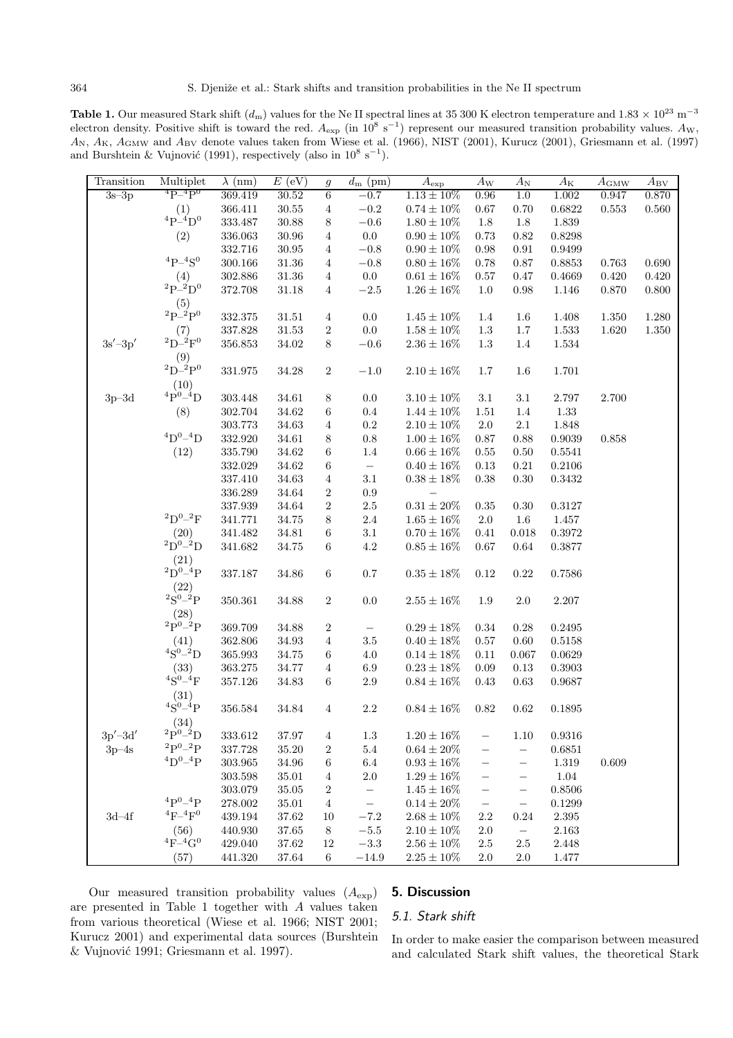**Table 1.** Our measured Stark shift ($d_m$) values for the Ne II spectral lines at 35 300 K electron temperature and $1.83 \times 10^{23}$ m$^{-3}$ electron density. Positive shift is toward the red. $A_{exp}$ (in $10^8$ s$^{-1}$) represent our measured transition probability values. $A_W$, $A_N$, $A_K$, $A_{GMW}$ and $A_{BV}$ denote values taken from Wiese et al. (1966), NIST (2001), Kurucz (2001), Griesmann et al. (1997) and Burshtein & Vujnović (1991), respectively (also in $10^8$ s$^{-1}$).

| Transition | Multiplet | $\lambda$ (nm) | $E$ (eV) | $g$ | $d_m$ (pm) | $A_{exp}$ | $A_W$ | $A_N$ | $A_K$ | $A_{GMW}$ | $A_{BV}$ |
|---|---|---|---|---|---|---|---|---|---|---|---|
| 3s–3p | $^4$P–$^4$P$^0$ | 369.419 | 30.52 | 6 | −0.7 | 1.13 ± 10% | 0.96 | 1.0 | 1.002 | 0.947 | 0.870 |
| | (1) | 366.411 | 30.55 | 4 | −0.2 | 0.74 ± 10% | 0.67 | 0.70 | 0.6822 | 0.553 | 0.560 |
| | $^4$P–$^4$D$^0$ | 333.487 | 30.88 | 8 | −0.6 | 1.80 ± 10% | 1.8 | 1.8 | 1.839 | | |
| | (2) | 336.063 | 30.96 | 4 | 0.0 | 0.90 ± 10% | 0.73 | 0.82 | 0.8298 | | |
| | | 332.716 | 30.95 | 4 | −0.8 | 0.90 ± 10% | 0.98 | 0.91 | 0.9499 | | |
| | $^4$P–$^4$S$^0$ | 300.166 | 31.36 | 4 | −0.8 | 0.80 ± 16% | 0.78 | 0.87 | 0.8853 | 0.763 | 0.690 |
| | (4) | 302.886 | 31.36 | 4 | 0.0 | 0.61 ± 16% | 0.57 | 0.47 | 0.4669 | 0.420 | 0.420 |
| | $^2$P–$^2$D$^0$ (5) | 372.708 | 31.18 | 4 | −2.5 | 1.26 ± 16% | 1.0 | 0.98 | 1.146 | 0.870 | 0.800 |
| | $^2$P–$^2$P$^0$ | 332.375 | 31.51 | 4 | 0.0 | 1.45 ± 10% | 1.4 | 1.6 | 1.408 | 1.350 | 1.280 |
| | (7) | 337.828 | 31.53 | 2 | 0.0 | 1.58 ± 10% | 1.3 | 1.7 | 1.533 | 1.620 | 1.350 |
| 3s′–3p′ | $^2$D–$^2$F$^0$ (9) | 356.853 | 34.02 | 8 | −0.6 | 2.36 ± 16% | 1.3 | 1.4 | 1.534 | | |
| | $^2$D–$^2$P$^0$ (10) | 331.975 | 34.28 | 2 | −1.0 | 2.10 ± 16% | 1.7 | 1.6 | 1.701 | | |
| 3p–3d | $^4$P$^0$–$^4$D | 303.448 | 34.61 | 8 | 0.0 | 3.10 ± 10% | 3.1 | 3.1 | 2.797 | 2.700 | |
| | (8) | 302.704 | 34.62 | 6 | 0.4 | 1.44 ± 10% | 1.51 | 1.4 | 1.33 | | |
| | | 303.773 | 34.63 | 4 | 0.2 | 2.10 ± 10% | 2.0 | 2.1 | 1.848 | | |
| | $^4$D$^0$–$^4$D | 332.920 | 34.61 | 8 | 0.8 | 1.00 ± 16% | 0.87 | 0.88 | 0.9039 | 0.858 | |
| | (12) | 335.790 | 34.62 | 6 | 1.4 | 0.66 ± 16% | 0.55 | 0.50 | 0.5541 | | |
| | | 332.029 | 34.62 | 6 | − | 0.40 ± 16% | 0.13 | 0.21 | 0.2106 | | |
| | | 337.410 | 34.63 | 4 | 3.1 | 0.38 ± 18% | 0.38 | 0.30 | 0.3432 | | |
| | | 336.289 | 34.64 | 2 | 0.9 | − | | | | | |
| | | 337.939 | 34.64 | 2 | 2.5 | 0.31 ± 20% | 0.35 | 0.30 | 0.3127 | | |
| | $^2$D$^0$–$^2$F | 341.771 | 34.75 | 8 | 2.4 | 1.65 ± 16% | 2.0 | 1.6 | 1.457 | | |
| | (20) | 341.482 | 34.81 | 6 | 3.1 | 0.70 ± 16% | 0.41 | 0.018 | 0.3972 | | |
| | $^2$D$^0$–$^2$D (21) | 341.682 | 34.75 | 6 | 4.2 | 0.85 ± 16% | 0.67 | 0.64 | 0.3877 | | |
| | $^2$D$^0$–$^4$P (22) | 337.187 | 34.86 | 6 | 0.7 | 0.35 ± 18% | 0.12 | 0.22 | 0.7586 | | |
| | $^2$S$^0$–$^2$P (28) | 350.361 | 34.88 | 2 | 0.0 | 2.55 ± 16% | 1.9 | 2.0 | 2.207 | | |
| | $^2$P$^0$–$^2$P | 369.709 | 34.88 | 2 | − | 0.29 ± 18% | 0.34 | 0.28 | 0.2495 | | |
| | (41) | 362.806 | 34.93 | 4 | 3.5 | 0.40 ± 18% | 0.57 | 0.60 | 0.5158 | | |
| | $^4$S$^0$–$^2$D | 365.993 | 34.75 | 6 | 4.0 | 0.14 ± 18% | 0.11 | 0.067 | 0.0629 | | |
| | (33) | 363.275 | 34.77 | 4 | 6.9 | 0.23 ± 18% | 0.09 | 0.13 | 0.3903 | | |
| | $^4$S$^0$–$^4$F (31) | 357.126 | 34.83 | 6 | 2.9 | 0.84 ± 16% | 0.43 | 0.63 | 0.9687 | | |
| | $^4$S$^0$–$^4$P (34) | 356.584 | 34.84 | 4 | 2.2 | 0.84 ± 16% | 0.82 | 0.62 | 0.1895 | | |
| 3p′–3d′ | $^2$P$^0$–$^2$D | 333.612 | 37.97 | 4 | 1.3 | 1.20 ± 16% | − | 1.10 | 0.9316 | | |
| 3p–4s | $^2$P$^0$–$^2$P | 337.728 | 35.20 | 2 | 5.4 | 0.64 ± 20% | − | − | 0.6851 | | |
| | $^4$D$^0$–$^4$P | 303.965 | 34.96 | 6 | 6.4 | 0.93 ± 16% | − | − | 1.319 | 0.609 | |
| | | 303.598 | 35.01 | 4 | 2.0 | 1.29 ± 16% | − | − | 1.04 | | |
| | | 303.079 | 35.05 | 2 | − | 1.45 ± 16% | − | − | 0.8506 | | |
| | $^4$P$^0$–$^4$P | 278.002 | 35.01 | 4 | − | 0.14 ± 20% | − | − | 0.1299 | | |
| 3d–4f | $^4$F–$^4$F$^0$ | 439.194 | 37.62 | 10 | −7.2 | 2.68 ± 10% | 2.2 | 0.24 | 2.395 | | |
| | (56) | 440.930 | 37.65 | 8 | −5.5 | 2.10 ± 10% | 2.0 | − | 2.163 | | |
| | $^4$F–$^4$G$^0$ | 429.040 | 37.62 | 12 | −3.3 | 2.56 ± 10% | 2.5 | 2.5 | 2.448 | | |
| | (57) | 441.320 | 37.64 | 6 | −14.9 | 2.25 ± 10% | 2.0 | 2.0 | 1.477 | | |

Our measured transition probability values ($A_{exp}$) are presented in Table 1 together with $A$ values taken from various theoretical (Wiese et al. 1966; NIST 2001; Kurucz 2001) and experimental data sources (Burshtein & Vujnović 1991; Griesmann et al. 1997).

## 5. Discussion

### 5.1. Stark shift

In order to make easier the comparison between measured and calculated Stark shift values, the theoretical Stark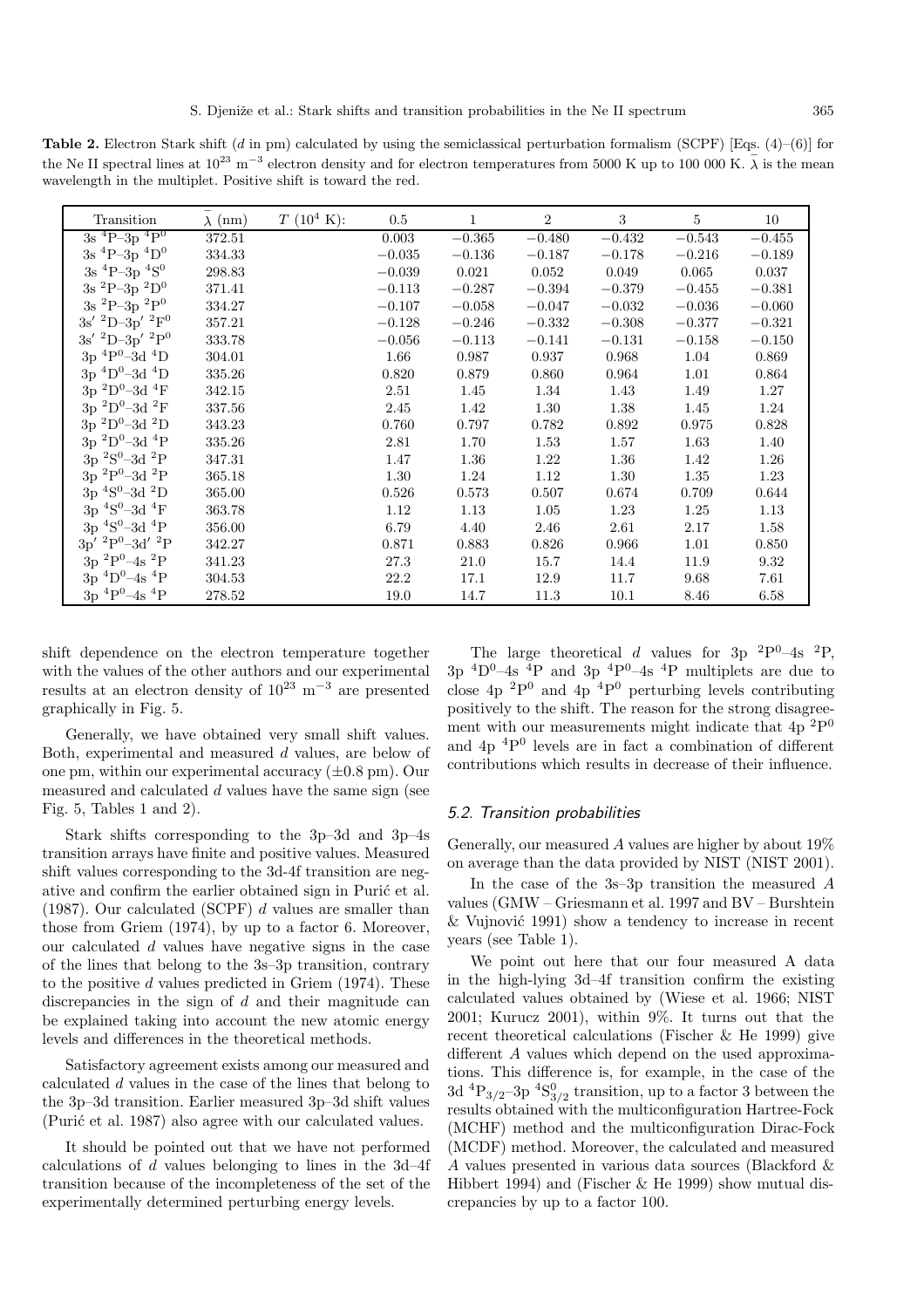**Table 2.** Electron Stark shift ($d$ in pm) calculated by using the semiclassical perturbation formalism (SCPF) [Eqs. (4)–(6)] for the Ne II spectral lines at $10^{23}$ m$^{-3}$ electron density and for electron temperatures from 5000 K up to 100 000 K. $\bar{\lambda}$ is the mean wavelength in the multiplet. Positive shift is toward the red.

| Transition | $\bar{\lambda}$ (nm) | $T$ ($10^4$ K): | 0.5 | 1 | 2 | 3 | 5 | 10 |
|---|---|---|---|---|---|---|---|---|
| 3s $^4$P–3p $^4$P$^0$ | 372.51 | | 0.003 | −0.365 | −0.480 | −0.432 | −0.543 | −0.455 |
| 3s $^4$P–3p $^4$D$^0$ | 334.33 | | −0.035 | −0.136 | −0.187 | −0.178 | −0.216 | −0.189 |
| 3s $^4$P–3p $^4$S$^0$ | 298.83 | | −0.039 | 0.021 | 0.052 | 0.049 | 0.065 | 0.037 |
| 3s $^2$P–3p $^2$D$^0$ | 371.41 | | −0.113 | −0.287 | −0.394 | −0.379 | −0.455 | −0.381 |
| 3s $^2$P–3p $^2$P$^0$ | 334.27 | | −0.107 | −0.058 | −0.047 | −0.032 | −0.036 | −0.060 |
| 3s′ $^2$D–3p′ $^2$F$^0$ | 357.21 | | −0.128 | −0.246 | −0.332 | −0.308 | −0.377 | −0.321 |
| 3s′ $^2$D–3p′ $^2$P$^0$ | 333.78 | | −0.056 | −0.113 | −0.141 | −0.131 | −0.158 | −0.150 |
| 3p $^4$P$^0$–3d $^4$D | 304.01 | | 1.66 | 0.987 | 0.937 | 0.968 | 1.04 | 0.869 |
| 3p $^4$D$^0$–3d $^4$D | 335.26 | | 0.820 | 0.879 | 0.860 | 0.964 | 1.01 | 0.864 |
| 3p $^2$D$^0$–3d $^4$F | 342.15 | | 2.51 | 1.45 | 1.34 | 1.43 | 1.49 | 1.27 |
| 3p $^2$D$^0$–3d $^2$F | 337.56 | | 2.45 | 1.42 | 1.30 | 1.38 | 1.45 | 1.24 |
| 3p $^2$D$^0$–3d $^2$D | 343.23 | | 0.760 | 0.797 | 0.782 | 0.892 | 0.975 | 0.828 |
| 3p $^2$D$^0$–3d $^4$P | 335.26 | | 2.81 | 1.70 | 1.53 | 1.57 | 1.63 | 1.40 |
| 3p $^2$S$^0$–3d $^2$P | 347.31 | | 1.47 | 1.36 | 1.22 | 1.36 | 1.42 | 1.26 |
| 3p $^2$P$^0$–3d $^2$P | 365.18 | | 1.30 | 1.24 | 1.12 | 1.30 | 1.35 | 1.23 |
| 3p $^4$S$^0$–3d $^2$D | 365.00 | | 0.526 | 0.573 | 0.507 | 0.674 | 0.709 | 0.644 |
| 3p $^4$S$^0$–3d $^4$F | 363.78 | | 1.12 | 1.13 | 1.05 | 1.23 | 1.25 | 1.13 |
| 3p $^4$S$^0$–3d $^4$P | 356.00 | | 6.79 | 4.40 | 2.46 | 2.61 | 2.17 | 1.58 |
| 3p′ $^2$P$^0$–3d′ $^2$P | 342.27 | | 0.871 | 0.883 | 0.826 | 0.966 | 1.01 | 0.850 |
| 3p $^2$P$^0$–4s $^2$P | 341.23 | | 27.3 | 21.0 | 15.7 | 14.4 | 11.9 | 9.32 |
| 3p $^4$D$^0$–4s $^4$P | 304.53 | | 22.2 | 17.1 | 12.9 | 11.7 | 9.68 | 7.61 |
| 3p $^4$P$^0$–4s $^4$P | 278.52 | | 19.0 | 14.7 | 11.3 | 10.1 | 8.46 | 6.58 |

shift dependence on the electron temperature together with the values of the other authors and our experimental results at an electron density of $10^{23}$ m$^{-3}$ are presented graphically in Fig. 5.

Generally, we have obtained very small shift values. Both, experimental and measured $d$ values, are below of one pm, within our experimental accuracy (±0.8 pm). Our measured and calculated $d$ values have the same sign (see Fig. 5, Tables 1 and 2).

Stark shifts corresponding to the 3p–3d and 3p–4s transition arrays have finite and positive values. Measured shift values corresponding to the 3d-4f transition are negative and confirm the earlier obtained sign in Purić et al. (1987). Our calculated (SCPF) $d$ values are smaller than those from Griem (1974), by up to a factor 6. Moreover, our calculated $d$ values have negative signs in the case of the lines that belong to the 3s–3p transition, contrary to the positive $d$ values predicted in Griem (1974). These discrepancies in the sign of $d$ and their magnitude can be explained taking into account the new atomic energy levels and differences in the theoretical methods.

Satisfactory agreement exists among our measured and calculated $d$ values in the case of the lines that belong to the 3p–3d transition. Earlier measured 3p–3d shift values (Purić et al. 1987) also agree with our calculated values.

It should be pointed out that we have not performed calculations of $d$ values belonging to lines in the 3d–4f transition because of the incompleteness of the set of the experimentally determined perturbing energy levels.

The large theoretical $d$ values for 3p $^2$P$^0$–4s $^2$P, 3p $^4$D$^0$–4s $^4$P and 3p $^4$P$^0$–4s $^4$P multiplets are due to close 4p $^2$P$^0$ and 4p $^4$P$^0$ perturbing levels contributing positively to the shift. The reason for the strong disagreement with our measurements might indicate that 4p $^2$P$^0$ and 4p $^4$P$^0$ levels are in fact a combination of different contributions which results in decrease of their influence.

### *5.2. Transition probabilities*

Generally, our measured $A$ values are higher by about 19% on average than the data provided by NIST (NIST 2001).

In the case of the 3s–3p transition the measured $A$ values (GMW – Griesmann et al. 1997 and BV – Burshtein & Vujnović 1991) show a tendency to increase in recent years (see Table 1).

We point out here that our four measured A data in the high-lying 3d–4f transition confirm the existing calculated values obtained by (Wiese et al. 1966; NIST 2001; Kurucz 2001), within 9%. It turns out that the recent theoretical calculations (Fischer & He 1999) give different $A$ values which depend on the used approximations. This difference is, for example, in the case of the 3d $^4$P$_{3/2}$–3p $^4$S$^0_{3/2}$ transition, up to a factor 3 between the results obtained with the multiconfiguration Hartree-Fock (MCHF) method and the multiconfiguration Dirac-Fock (MCDF) method. Moreover, the calculated and measured $A$ values presented in various data sources (Blackford & Hibbert 1994) and (Fischer & He 1999) show mutual discrepancies by up to a factor 100.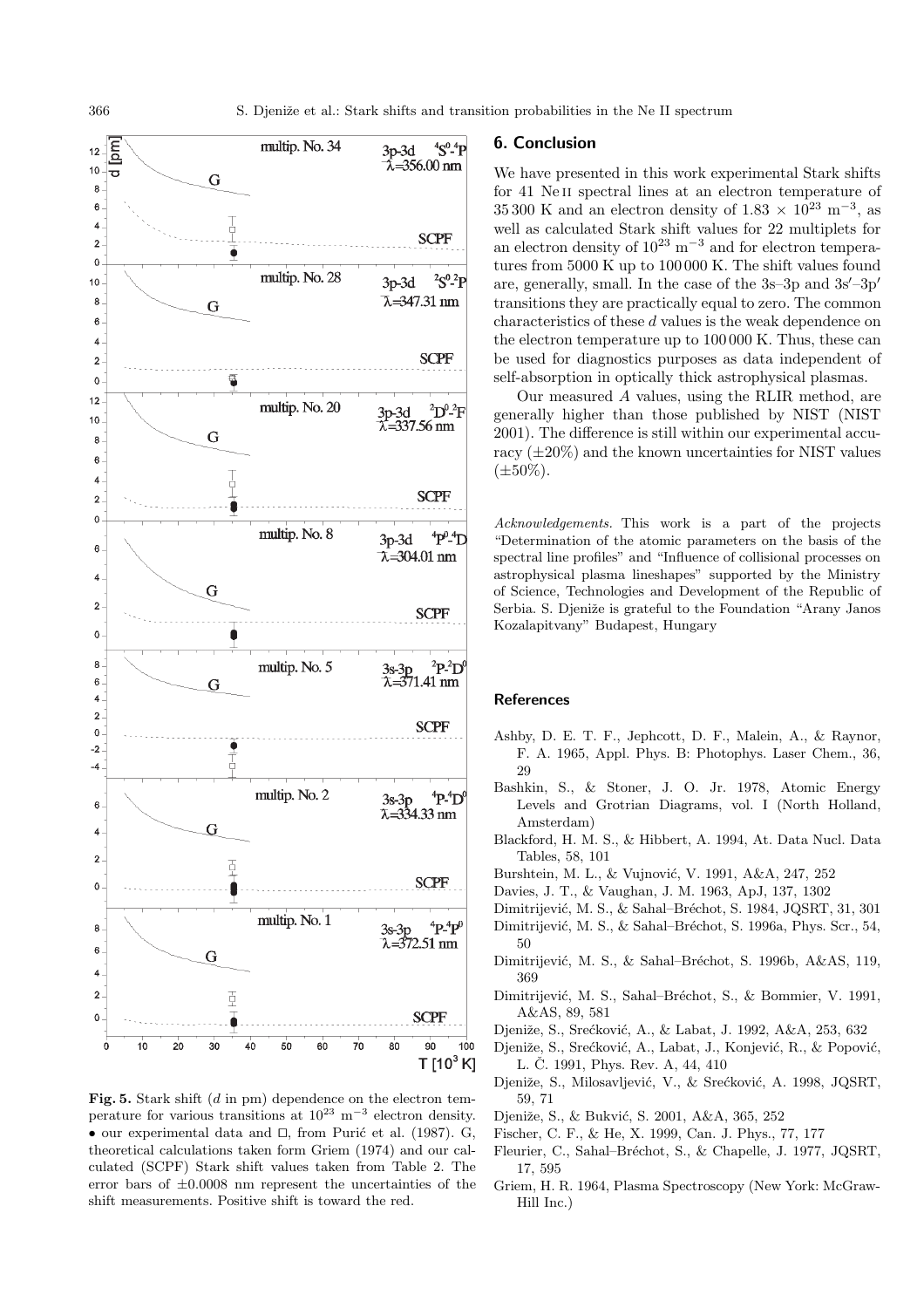**Fig. 5.** Stark shift ($d$ in pm) dependence on the electron temperature for various transitions at $10^{23}$ m$^{-3}$ electron density. • our experimental data and □, from Purić et al. (1987). G, theoretical calculations taken form Griem (1974) and our calculated (SCPF) Stark shift values taken from Table 2. The error bars of $\pm 0.0008$ nm represent the uncertainties of the shift measurements. Positive shift is toward the red.

## 6. Conclusion

We have presented in this work experimental Stark shifts for 41 Ne II spectral lines at an electron temperature of 35 300 K and an electron density of $1.83 \times 10^{23}$ m$^{-3}$, as well as calculated Stark shift values for 22 multiplets for an electron density of $10^{23}$ m$^{-3}$ and for electron temperatures from 5000 K up to 100 000 K. The shift values found are, generally, small. In the case of the 3s–3p and 3s′–3p′ transitions they are practically equal to zero. The common characteristics of these $d$ values is the weak dependence on the electron temperature up to 100 000 K. Thus, these can be used for diagnostics purposes as data independent of self-absorption in optically thick astrophysical plasmas.

Our measured $A$ values, using the RLIR method, are generally higher than those published by NIST (NIST 2001). The difference is still within our experimental accuracy ($\pm 20\%$) and the known uncertainties for NIST values ($\pm 50\%$).

*Acknowledgements.* This work is a part of the projects "Determination of the atomic parameters on the basis of the spectral line profiles" and "Influence of collisional processes on astrophysical plasma lineshapes" supported by the Ministry of Science, Technologies and Development of the Republic of Serbia. S. Djeniže is grateful to the Foundation "Arany Janos Kozalapitvany" Budapest, Hungary

## References

Ashby, D. E. T. F., Jephcott, D. F., Malein, A., & Raynor, F. A. 1965, Appl. Phys. B: Photophys. Laser Chem., 36, 29

Bashkin, S., & Stoner, J. O. Jr. 1978, Atomic Energy Levels and Grotrian Diagrams, vol. I (North Holland, Amsterdam)

Blackford, H. M. S., & Hibbert, A. 1994, At. Data Nucl. Data Tables, 58, 101

Burshtein, M. L., & Vujnović, V. 1991, A&A, 247, 252

Davies, J. T., & Vaughan, J. M. 1963, ApJ, 137, 1302

Dimitrijević, M. S., & Sahal–Bréchot, S. 1984, JQSRT, 31, 301

Dimitrijević, M. S., & Sahal–Bréchot, S. 1996a, Phys. Scr., 54, 50

Dimitrijević, M. S., & Sahal–Bréchot, S. 1996b, A&AS, 119, 369

Dimitrijević, M. S., Sahal–Bréchot, S., & Bommier, V. 1991, A&AS, 89, 581

Djeniže, S., Srećković, A., & Labat, J. 1992, A&A, 253, 632

Djeniže, S., Srećković, A., Labat, J., Konjević, R., & Popović, L. Č. 1991, Phys. Rev. A, 44, 410

Djeniže, S., Milosavljević, V., & Srećković, A. 1998, JQSRT, 59, 71

Djeniže, S., & Bukvić, S. 2001, A&A, 365, 252

Fischer, C. F., & He, X. 1999, Can. J. Phys., 77, 177

Fleurier, C., Sahal–Bréchot, S., & Chapelle, J. 1977, JQSRT, 17, 595

Griem, H. R. 1964, Plasma Spectroscopy (New York: McGraw-Hill Inc.)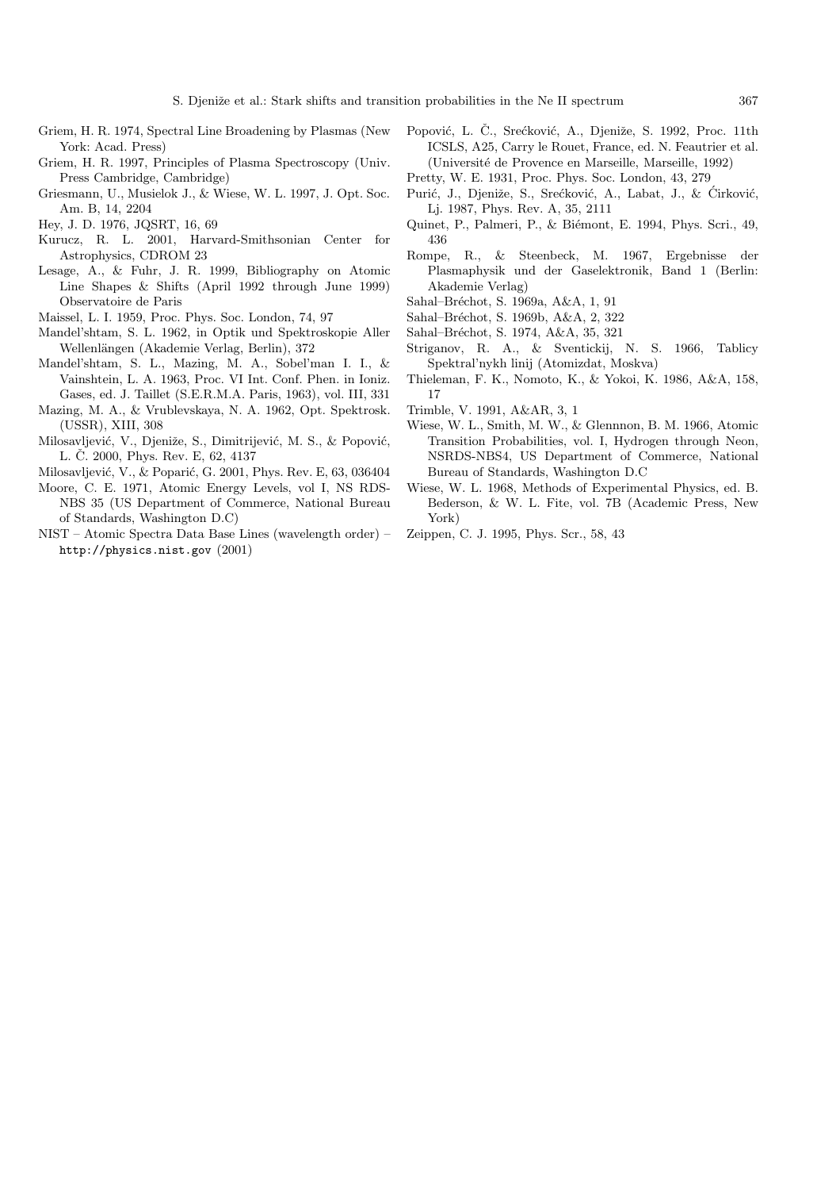Griem, H. R. 1974, Spectral Line Broadening by Plasmas (New York: Acad. Press)

Griem, H. R. 1997, Principles of Plasma Spectroscopy (Univ. Press Cambridge, Cambridge)

Griesmann, U., Musielok J., & Wiese, W. L. 1997, J. Opt. Soc. Am. B, 14, 2204

Hey, J. D. 1976, JQSRT, 16, 69

Kurucz, R. L. 2001, Harvard-Smithsonian Center for Astrophysics, CDROM 23

Lesage, A., & Fuhr, J. R. 1999, Bibliography on Atomic Line Shapes & Shifts (April 1992 through June 1999) Observatoire de Paris

Maissel, L. I. 1959, Proc. Phys. Soc. London, 74, 97

Mandel'shtam, S. L. 1962, in Optik und Spektroskopie Aller Wellenlängen (Akademie Verlag, Berlin), 372

Mandel'shtam, S. L., Mazing, M. A., Sobel'man I. I., & Vainshtein, L. A. 1963, Proc. VI Int. Conf. Phen. in Ioniz. Gases, ed. J. Taillet (S.E.R.M.A. Paris, 1963), vol. III, 331

Mazing, M. A., & Vrublevskaya, N. A. 1962, Opt. Spektrosk. (USSR), XIII, 308

Milosavljević, V., Djeniže, S., Dimitrijević, M. S., & Popović, L. Č. 2000, Phys. Rev. E, 62, 4137

Milosavljević, V., & Poparić, G. 2001, Phys. Rev. E, 63, 036404

Moore, C. E. 1971, Atomic Energy Levels, vol I, NS RDS-NBS 35 (US Department of Commerce, National Bureau of Standards, Washington D.C)

NIST – Atomic Spectra Data Base Lines (wavelength order) – http://physics.nist.gov (2001)

Popović, L. Č., Srećković, A., Djeniže, S. 1992, Proc. 11th ICSLS, A25, Carry le Rouet, France, ed. N. Feautrier et al. (Université de Provence en Marseille, Marseille, 1992)

Pretty, W. E. 1931, Proc. Phys. Soc. London, 43, 279

Purić, J., Djeniže, S., Srećković, A., Labat, J., & Ćirković, Lj. 1987, Phys. Rev. A, 35, 2111

Quinet, P., Palmeri, P., & Biémont, E. 1994, Phys. Scri., 49, 436

Rompe, R., & Steenbeck, M. 1967, Ergebnisse der Plasmaphysik und der Gaselektronik, Band 1 (Berlin: Akademie Verlag)

Sahal–Bréchot, S. 1969a, A&A, 1, 91

Sahal–Bréchot, S. 1969b, A&A, 2, 322

Sahal–Bréchot, S. 1974, A&A, 35, 321

Striganov, R. A., & Sventickij, N. S. 1966, Tablicy Spektral'nykh linij (Atomizdat, Moskva)

Thieleman, F. K., Nomoto, K., & Yokoi, K. 1986, A&A, 158, 17

Trimble, V. 1991, A&AR, 3, 1

Wiese, W. L., Smith, M. W., & Glennnon, B. M. 1966, Atomic Transition Probabilities, vol. I, Hydrogen through Neon, NSRDS-NBS4, US Department of Commerce, National Bureau of Standards, Washington D.C

Wiese, W. L. 1968, Methods of Experimental Physics, ed. B. Bederson, & W. L. Fite, vol. 7B (Academic Press, New York)

Zeippen, C. J. 1995, Phys. Scr., 58, 43